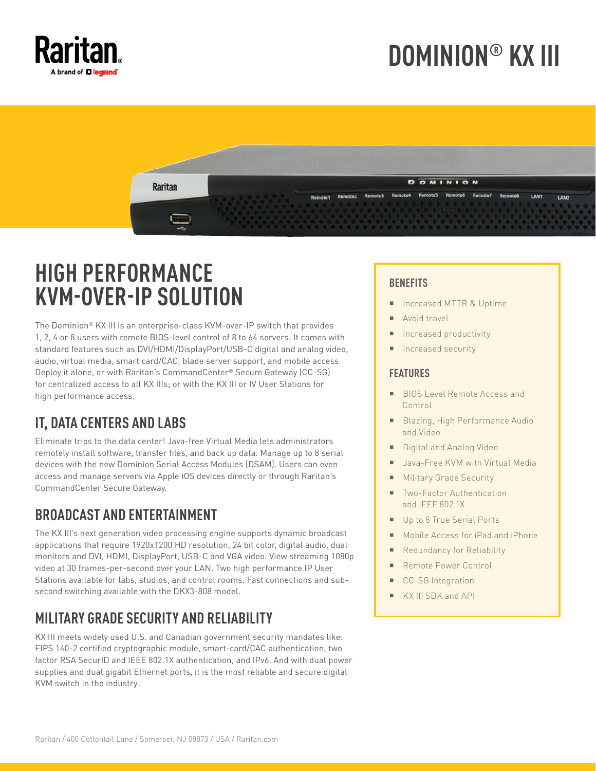# DOMINION® KX III

## HIGH PERFORMANCE KVM-OVER-IP SOLUTION

The Dominion® KX III is an enterprise-class KVM-over-IP switch that provides 1, 2, 4 or 8 users with remote BIOS-level control of 8 to 64 servers. It comes with standard features such as DVI/HDMI/DisplayPort/USB-C digital and analog video, audio, virtual media, smart card/CAC, blade server support, and mobile access. Deploy it alone, or with Raritan's CommandCenter® Secure Gateway (CC-SG) for centralized access to all KX IIIs; or with the KX III or IV User Stations for high performance access.

## IT, DATA CENTERS AND LABS

Eliminate trips to the data center! Java-free Virtual Media lets administrators remotely install software, transfer files, and back up data. Manage up to 8 serial devices with the new Dominion Serial Access Modules (DSAM). Users can even access and manage servers via Apple iOS devices directly or through Raritan's CommandCenter Secure Gateway.

## BROADCAST AND ENTERTAINMENT

The KX III's next generation video processing engine supports dynamic broadcast applications that require 1920x1200 HD resolution, 24 bit color, digital audio, dual monitors and DVI, HDMI, DisplayPort, USB-C and VGA video. View streaming 1080p video at 30 frames-per-second over your LAN. Two high performance IP User Stations available for labs, studios, and control rooms. Fast connections and sub-second switching available with the DKX3-808 model.

## MILITARY GRADE SECURITY AND RELIABILITY

KX III meets widely used U.S. and Canadian government security mandates like: FIPS 140-2 certified cryptographic module, smart-card/CAC authentication, two factor RSA SecurID and IEEE 802.1X authentication, and IPv6. And with dual power supplies and dual gigabit Ethernet ports, it is the most reliable and secure digital KVM switch in the industry.

### BENEFITS

- Increased MTTR & Uptime
- Avoid travel
- Increased productivity
- Increased security

### FEATURES

- BIOS Level Remote Access and Control
- Blazing, High Performance Audio and Video
- Digital and Analog Video
- Java-Free KVM with Virtual Media
- Military Grade Security
- Two-Factor Authentication and IEEE 802.1X
- Up to 8 True Serial Ports
- Mobile Access for iPad and iPhone
- Redundancy for Reliability
- Remote Power Control
- CC-SG Integration
- KX III SDK and API

Raritan / 400 Cottontail Lane / Somerset, NJ 08873 / USA / Raritan.com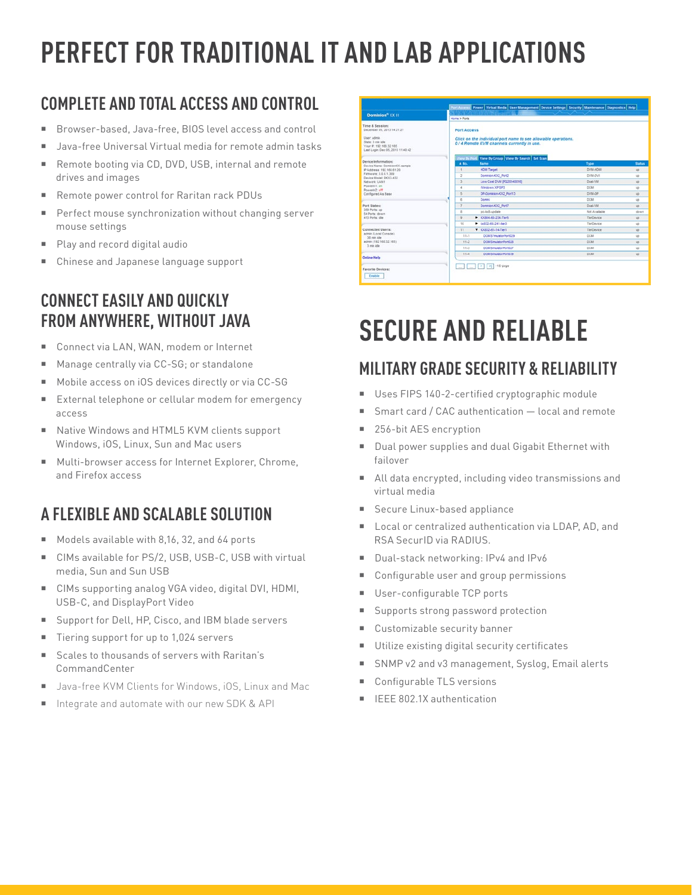# PERFECT FOR TRADITIONAL IT AND LAB APPLICATIONS

## COMPLETE AND TOTAL ACCESS AND CONTROL

- Browser-based, Java-free, BIOS level access and control
- Java-free Universal Virtual media for remote admin tasks
- Remote booting via CD, DVD, USB, internal and remote drives and images
- Remote power control for Raritan rack PDUs
- Perfect mouse synchronization without changing server mouse settings
- Play and record digital audio
- Chinese and Japanese language support

## CONNECT EASILY AND QUICKLY FROM ANYWHERE, WITHOUT JAVA

- Connect via LAN, WAN, modem or Internet
- Manage centrally via CC-SG; or standalone
- Mobile access on iOS devices directly or via CC-SG
- External telephone or cellular modem for emergency access
- Native Windows and HTML5 KVM clients support Windows, iOS, Linux, Sun and Mac users
- Multi-browser access for Internet Explorer, Chrome, and Firefox access

## A FLEXIBLE AND SCALABLE SOLUTION

- Models available with 8,16, 32, and 64 ports
- CIMs available for PS/2, USB, USB-C, USB with virtual media, Sun and Sun USB
- CIMs supporting analog VGA video, digital DVI, HDMI, USB-C, and DisplayPort Video
- Support for Dell, HP, Cisco, and IBM blade servers
- Tiering support for up to 1,024 servers
- Scales to thousands of servers with Raritan's CommandCenter
- Java-free KVM Clients for Windows, iOS, Linux and Mac
- Integrate and automate with our new SDK & API

# SECURE AND RELIABLE

## MILITARY GRADE SECURITY & RELIABILITY

- Uses FIPS 140-2-certified cryptographic module
- Smart card / CAC authentication — local and remote
- 256-bit AES encryption
- Dual power supplies and dual Gigabit Ethernet with failover
- All data encrypted, including video transmissions and virtual media
- Secure Linux-based appliance
- Local or centralized authentication via LDAP, AD, and RSA SecurID via RADIUS.
- Dual-stack networking: IPv4 and IPv6
- Configurable user and group permissions
- User-configurable TCP ports
- Supports strong password protection
- Customizable security banner
- Utilize existing digital security certificates
- SNMP v2 and v3 management, Syslog, Email alerts
- Configurable TLS versions
- IEEE 802.1X authentication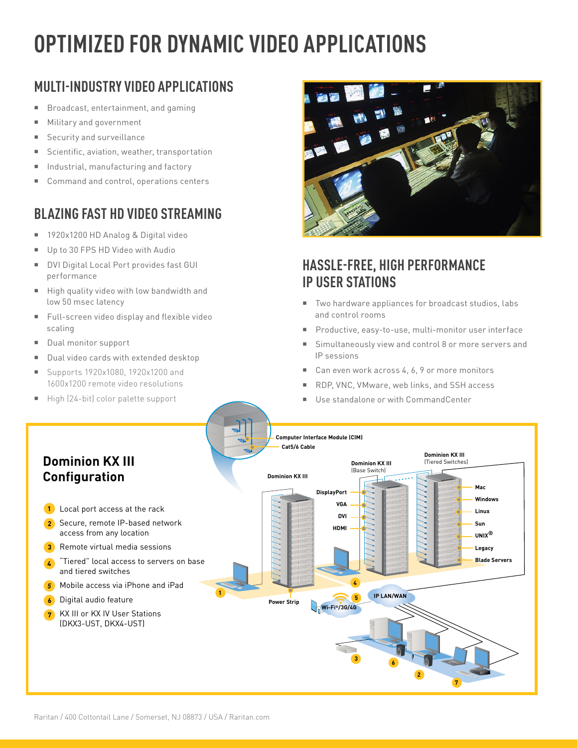# OPTIMIZED FOR DYNAMIC VIDEO APPLICATIONS

## MULTI-INDUSTRY VIDEO APPLICATIONS

- Broadcast, entertainment, and gaming
- Military and government
- Security and surveillance
- Scientific, aviation, weather, transportation
- Industrial, manufacturing and factory
- Command and control, operations centers

## BLAZING FAST HD VIDEO STREAMING

- 1920x1200 HD Analog & Digital video
- Up to 30 FPS HD Video with Audio
- DVI Digital Local Port provides fast GUI performance
- High quality video with low bandwidth and low 50 msec latency
- Full-screen video display and flexible video scaling
- Dual monitor support
- Dual video cards with extended desktop
- Supports 1920x1080, 1920x1200 and 1600x1200 remote video resolutions
- High (24-bit) color palette support

## HASSLE-FREE, HIGH PERFORMANCE IP USER STATIONS

- Two hardware appliances for broadcast studios, labs and control rooms
- Productive, easy-to-use, multi-monitor user interface
- Simultaneously view and control 8 or more servers and IP sessions
- Can even work across 4, 6, 9 or more monitors
- RDP, VNC, VMware, web links, and SSH access
- Use standalone or with CommandCenter

### Dominion KX III Configuration

1. Local port access at the rack
2. Secure, remote IP-based network access from any location
3. Remote virtual media sessions
4. "Tiered" local access to servers on base and tiered switches
5. Mobile access via iPhone and iPad
6. Digital audio feature
7. KX III or KX IV User Stations (DKX3-UST, DKX4-UST)

Computer Interface Module (CIM)
Cat5/6 Cable
Dominion KX III
Dominion KX III (Base Switch)
Dominion KX III (Tiered Switches)
DisplayPort
VGA
DVI
HDMI
Mac
Windows
Linux
Sun
UNIX®
Legacy
Blade Servers
Power Strip
Wi-Fi®/3G/4G
IP LAN/WAN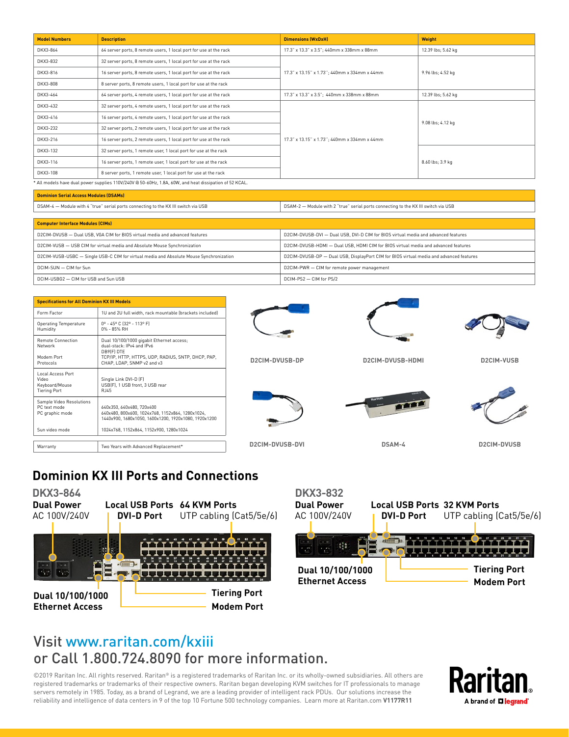| Model Numbers | Description | Dimensions (WxDxH) | Weight |
|---|---|---|---|
| DKX3-864 | 64 server ports, 8 remote users, 1 local port for use at the rack | 17.3" x 13.3" x 3.5"; 440mm x 338mm x 88mm | 12.39 lbs; 5.62 kg |
| DKX3-832 | 32 server ports, 8 remote users, 1 local port for use at the rack | 17.3" x 13.15" x 1.73"; 440mm x 334mm x 44mm | 9.96 lbs; 4.52 kg |
| DKX3-816 | 16 server ports, 8 remote users, 1 local port for use at the rack | | |
| DKX3-808 | 8 server ports, 8 remote users, 1 local port for use at the rack | | |
| DKX3-464 | 64 server ports, 4 remote users, 1 local port for use at the rack | 17.3" x 13.3" x 3.5"; 440mm x 338mm x 88mm | 12.39 lbs; 5.62 kg |
| DKX3-432 | 32 server ports, 4 remote users, 1 local port for use at the rack | 17.3" x 13.15" x 1.73"; 440mm x 334mm x 44mm | 9.08 lbs; 4.12 kg |
| DKX3-416 | 16 server ports, 4 remote users, 1 local port for use at the rack | | |
| DKX3-232 | 32 server ports, 2 remote users, 1 local port for use at the rack | | |
| DKX3-216 | 16 server ports, 2 remote users, 1 local port for use at the rack | | |
| DKX3-132 | 32 server ports, 1 remote user, 1 local port for use at the rack | | 8.60 lbs; 3.9 kg |
| DKX3-116 | 16 server ports, 1 remote user, 1 local port for use at the rack | | |
| DKX3-108 | 8 server ports, 1 remote user, 1 local port for use at the rack | | |

* All models have dual power supplies 110V/240V @ 50-60Hz, 1.8A, 60W, and heat dissipation of 52 KCAL.

| Dominion Serial Access Modules (DSAMs) | |
|---|---|
| DSAM-4 — Module with 4 "true" serial ports connecting to the KX III switch via USB | DSAM-2 — Module with 2 "true" serial ports connecting to the KX III switch via USB |

| Computer Interface Modules (CIMs) | |
|---|---|
| D2CIM-DVUSB — Dual USB, VGA CIM for BIOS virtual media and advanced features | D2CIM-DVUSB-DVI — Dual USB, DVI-D CIM for BIOS virtual media and advanced features |
| D2CIM-VUSB — USB CIM for virtual media and Absolute Mouse Synchronization | D2CIM-DVUSB-HDMI — Dual USB, HDMI CIM for BIOS virtual media and advanced features |
| D2CIM-VUSB-USBC — Single USB-C CIM for virtual media and Absolute Mouse Synchronization | D2CIM-DVUSB-DP — Dual USB, DisplayPort CIM for BIOS virtual media and advanced features |
| DCIM-SUN — CIM for Sun | D2CIM-PWR — CIM for remote power management |
| DCIM-USBG2 — CIM for USB and Sun USB | DCIM-PS2 — CIM for PS/2 |

| Specifications for All Dominion KX III Models | |
|---|---|
| Form Factor | 1U and 2U full width, rack mountable (brackets included) |
| Operating Temperature<br>Humidity | 0º - 45º C (32º - 113º F)<br>0% - 85% RH |
| Remote Connection<br>Network<br><br>Modem Port<br>Protocols | Dual 10/100/1000 gigabit Ethernet access;<br>dual-stack: IPv4 and IPv6<br>DB9(F) DTE<br>TCP/IP, HTTP, HTTPS, UDP, RADIUS, SNTP, DHCP, PAP, CHAP, LDAP, SNMP v2 and v3 |
| Local Access Port<br>Video<br>Keyboard/Mouse<br>Tiering Port | <br>Single Link DVI-D (F)<br>USB(F), 1 USB front, 3 USB rear<br>RJ45 |
| Sample Video Resolutions<br>PC text mode<br>PC graphic mode<br><br>Sun video mode | <br>640x350, 640x480, 720x400<br>640x480, 800x600, 1024x768, 1152x864, 1280x1024, 1440x900, 1680x1050, 1600x1200, 1920x1080, 1920x1200<br><br>1024x768, 1152x864, 1152x900, 1280x1024 |
| Warranty | Two Years with Advanced Replacement* |

D2CIM-DVUSB-DP

D2CIM-DVUSB-HDMI

D2CIM-VUSB

D2CIM-DVUSB-DVI

DSAM-4

D2CIM-DVUSB

## Dominion KX III Ports and Connections

### DKX3-864

**Dual Power** AC 100V/240V

**Local USB Ports**

**DVI-D Port**

**64 KVM Ports** UTP cabling (Cat5/5e/6)

**Dual 10/100/1000 Ethernet Access**

**Tiering Port**

**Modem Port**

### DKX3-832

**Dual Power** AC 100V/240V

**Local USB Ports**

**DVI-D Port**

**32 KVM Ports** UTP cabling (Cat5/5e/6)

**Dual 10/100/1000 Ethernet Access**

**Tiering Port**

**Modem Port**

Visit www.raritan.com/kxiii
or Call 1.800.724.8090 for more information.

©2019 Raritan Inc. All rights reserved. Raritan® is a registered trademarks of Raritan Inc. or its wholly-owned subsidiaries. All others are registered trademarks or trademarks of their respective owners. Raritan began developing KVM switches for IT professionals to manage servers remotely in 1985. Today, as a brand of Legrand, we are a leading provider of intelligent rack PDUs. Our solutions increase the reliability and intelligence of data centers in 9 of the top 10 Fortune 500 technology companies. Learn more at Raritan.com **V1177R11**

Raritan. A brand of legrand